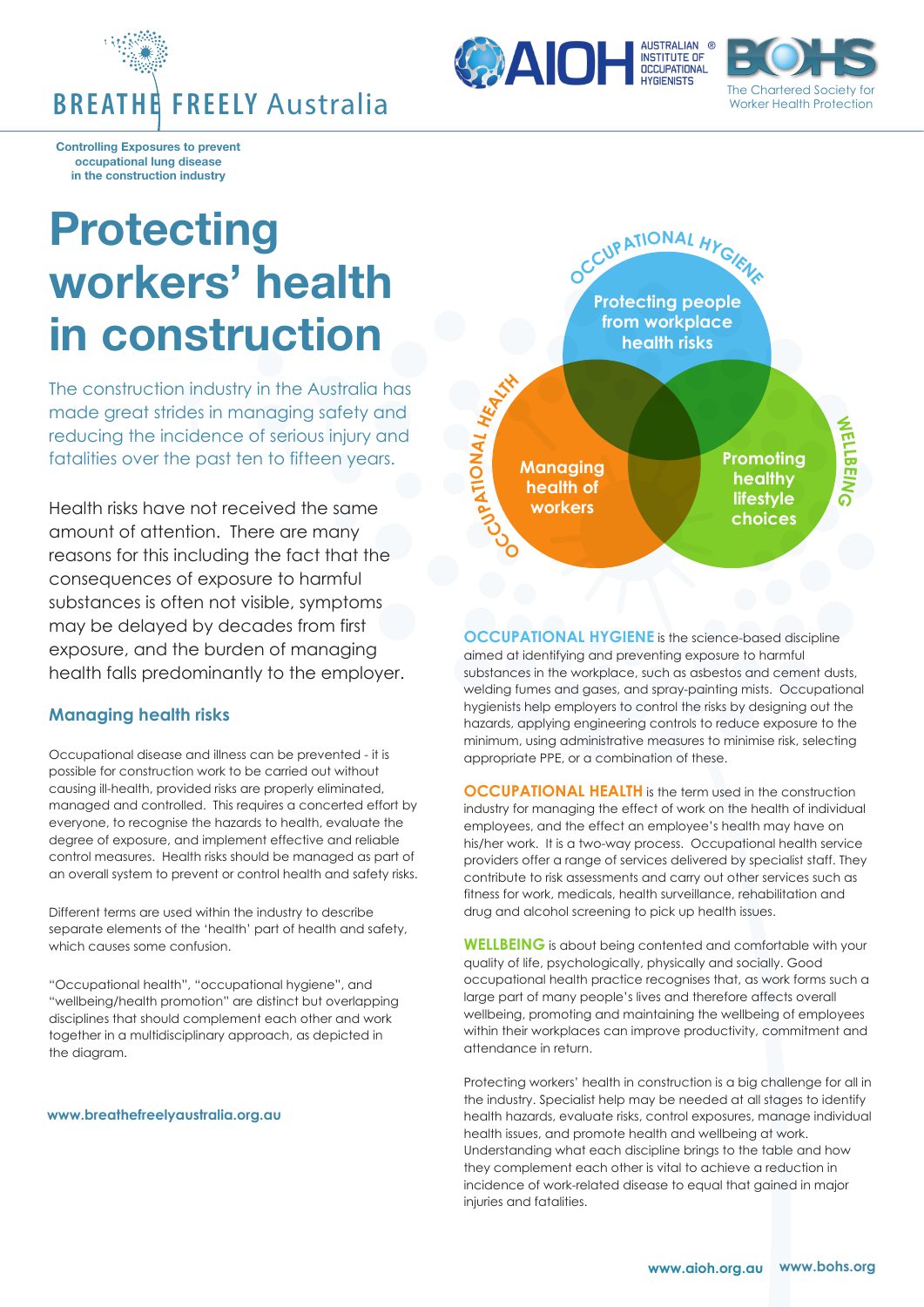BREATHE FREELY Australia

**Controlling Exposures to prevent occupational lung disease in the construction industry**

# Protecting workers' health in construction

The construction industry in the Australia has made great strides in managing safety and reducing the incidence of serious injury and fatalities over the past ten to fifteen years.

Health risks have not received the same amount of attention. There are many reasons for this including the fact that the consequences of exposure to harmful substances is often not visible, symptoms may be delayed by decades from first exposure, and the burden of managing health falls predominantly to the employer.

## Managing health risks

Occupational disease and illness can be prevented - it is possible for construction work to be carried out without causing ill-health, provided risks are properly eliminated, managed and controlled. This requires a concerted effort by everyone, to recognise the hazards to health, evaluate the degree of exposure, and implement effective and reliable control measures. Health risks should be managed as part of an overall system to prevent or control health and safety risks.

Different terms are used within the industry to describe separate elements of the 'health' part of health and safety, which causes some confusion.

"Occupational health", "occupational hygiene", and "wellbeing/health promotion" are distinct but overlapping disciplines that should complement each other and work together in a multidisciplinary approach, as depicted in the diagram.

**www.breathefreelyaustralia.org.au**

OCCUPATIONAL HYGIENE — Protecting people from workplace health risks

OCCUPATIONAL HEALTH — Managing health of workers

WELLBEING — Promoting healthy lifestyle choices

**OCCUPATIONAL HYGIENE** is the science-based discipline aimed at identifying and preventing exposure to harmful substances in the workplace, such as asbestos and cement dusts, welding fumes and gases, and spray-painting mists. Occupational hygienists help employers to control the risks by designing out the hazards, applying engineering controls to reduce exposure to the minimum, using administrative measures to minimise risk, selecting appropriate PPE, or a combination of these.

**OCCUPATIONAL HEALTH** is the term used in the construction industry for managing the effect of work on the health of individual employees, and the effect an employee's health may have on his/her work. It is a two-way process. Occupational health service providers offer a range of services delivered by specialist staff. They contribute to risk assessments and carry out other services such as fitness for work, medicals, health surveillance, rehabilitation and drug and alcohol screening to pick up health issues.

**WELLBEING** is about being contented and comfortable with your quality of life, psychologically, physically and socially. Good occupational health practice recognises that, as work forms such a large part of many people's lives and therefore affects overall wellbeing, promoting and maintaining the wellbeing of employees within their workplaces can improve productivity, commitment and attendance in return.

Protecting workers' health in construction is a big challenge for all in the industry. Specialist help may be needed at all stages to identify health hazards, evaluate risks, control exposures, manage individual health issues, and promote health and wellbeing at work. Understanding what each discipline brings to the table and how they complement each other is vital to achieve a reduction in incidence of work-related disease to equal that gained in major injuries and fatalities.

**www.aioh.org.au** **www.bohs.org**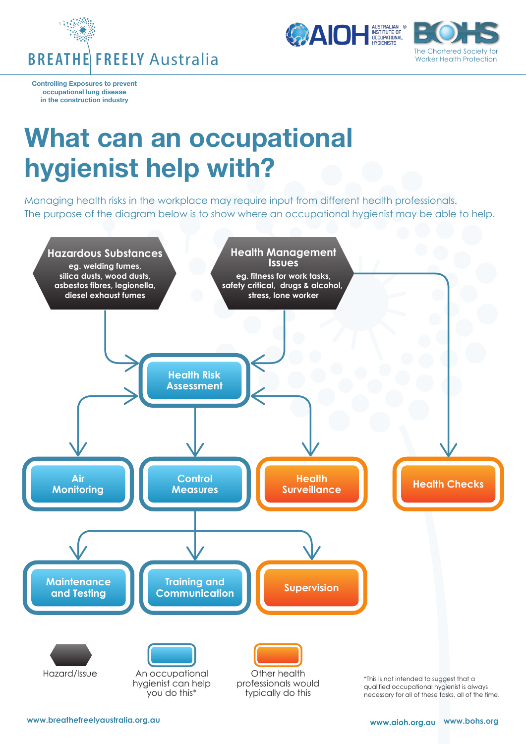BREATHE FREELY Australia

Controlling Exposures to prevent occupational lung disease in the construction industry

AIOH AUSTRALIAN INSTITUTE OF OCCUPATIONAL HYGIENISTS ®

BOHS The Chartered Society for Worker Health Protection

# What can an occupational hygienist help with?

Managing health risks in the workplace may require input from different health professionals.
The purpose of the diagram below is to show where an occupational hygienist may be able to help.

**Hazardous Substances**
eg. welding fumes, silica dusts, wood dusts, asbestos fibres, legionella, diesel exhaust fumes

**Health Management Issues**
eg. fitness for work tasks, safety critical, drugs & alcohol, stress, lone worker

**Health Risk Assessment**

**Air Monitoring**

**Control Measures**

**Health Surveillance**

**Health Checks**

**Maintenance and Testing**

**Training and Communication**

**Supervision**

Hazard/Issue

An occupational hygienist can help you do this*

Other health professionals would typically do this

*This is not intended to suggest that a qualified occupational hygienist is always necessary for all of these tasks, all of the time.

www.breathefreelyaustralia.org.au

www.aioh.org.au www.bohs.org